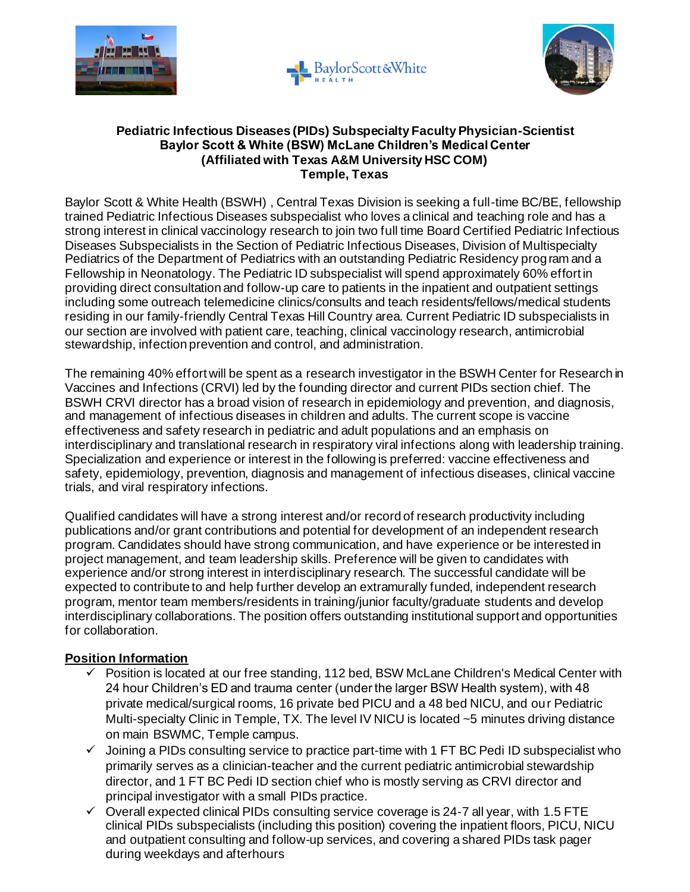**Pediatric Infectious Diseases (PIDs) Subspecialty Faculty Physician-Scientist**
**Baylor Scott & White (BSW) McLane Children's Medical Center**
**(Affiliated with Texas A&M University HSC COM)**
**Temple, Texas**

Baylor Scott & White Health (BSWH) , Central Texas Division is seeking a full-time BC/BE, fellowship trained Pediatric Infectious Diseases subspecialist who loves a clinical and teaching role and has a strong interest in clinical vaccinology research to join two full time Board Certified Pediatric Infectious Diseases Subspecialists in the Section of Pediatric Infectious Diseases, Division of Multispecialty Pediatrics of the Department of Pediatrics with an outstanding Pediatric Residency program and a Fellowship in Neonatology. The Pediatric ID subspecialist will spend approximately 60% effort in providing direct consultation and follow-up care to patients in the inpatient and outpatient settings including some outreach telemedicine clinics/consults and teach residents/fellows/medical students residing in our family-friendly Central Texas Hill Country area. Current Pediatric ID subspecialists in our section are involved with patient care, teaching, clinical vaccinology research, antimicrobial stewardship, infection prevention and control, and administration.

The remaining 40% effort will be spent as a research investigator in the BSWH Center for Research in Vaccines and Infections (CRVI) led by the founding director and current PIDs section chief. The BSWH CRVI director has a broad vision of research in epidemiology and prevention, and diagnosis, and management of infectious diseases in children and adults. The current scope is vaccine effectiveness and safety research in pediatric and adult populations and an emphasis on interdisciplinary and translational research in respiratory viral infections along with leadership training. Specialization and experience or interest in the following is preferred: vaccine effectiveness and safety, epidemiology, prevention, diagnosis and management of infectious diseases, clinical vaccine trials, and viral respiratory infections.

Qualified candidates will have a strong interest and/or record of research productivity including publications and/or grant contributions and potential for development of an independent research program. Candidates should have strong communication, and have experience or be interested in project management, and team leadership skills. Preference will be given to candidates with experience and/or strong interest in interdisciplinary research. The successful candidate will be expected to contribute to and help further develop an extramurally funded, independent research program, mentor team members/residents in training/junior faculty/graduate students and develop interdisciplinary collaborations. The position offers outstanding institutional support and opportunities for collaboration.

**Position Information**

- ✓ Position is located at our free standing, 112 bed, BSW McLane Children's Medical Center with 24 hour Children's ED and trauma center (under the larger BSW Health system), with 48 private medical/surgical rooms, 16 private bed PICU and a 48 bed NICU, and our Pediatric Multi-specialty Clinic in Temple, TX. The level IV NICU is located ~5 minutes driving distance on main BSWMC, Temple campus.
- ✓ Joining a PIDs consulting service to practice part-time with 1 FT BC Pedi ID subspecialist who primarily serves as a clinician-teacher and the current pediatric antimicrobial stewardship director, and 1 FT BC Pedi ID section chief who is mostly serving as CRVI director and principal investigator with a small PIDs practice.
- ✓ Overall expected clinical PIDs consulting service coverage is 24-7 all year, with 1.5 FTE clinical PIDs subspecialists (including this position) covering the inpatient floors, PICU, NICU and outpatient consulting and follow-up services, and covering a shared PIDs task pager during weekdays and afterhours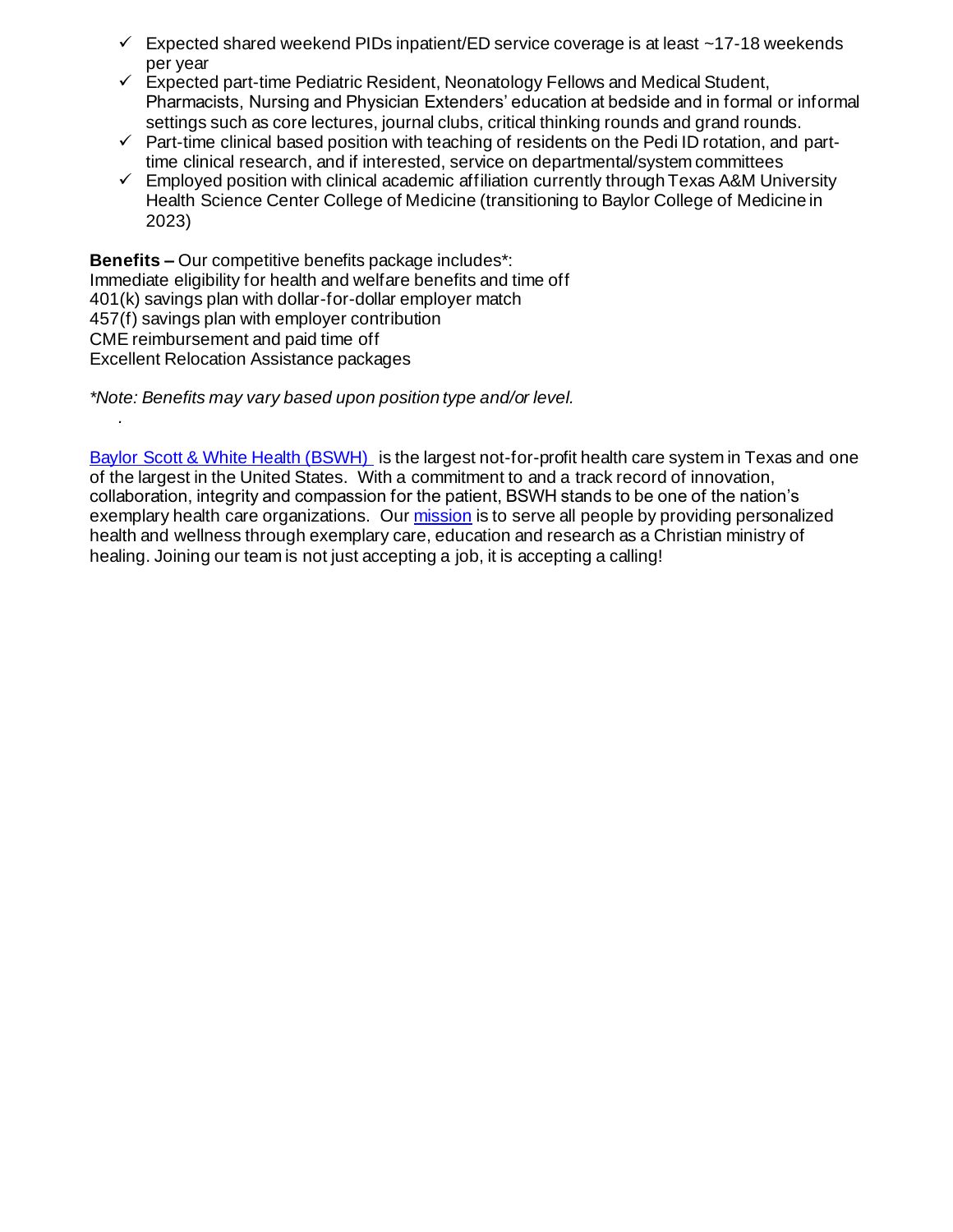- ✓ Expected shared weekend PIDs inpatient/ED service coverage is at least ~17-18 weekends per year
- ✓ Expected part-time Pediatric Resident, Neonatology Fellows and Medical Student, Pharmacists, Nursing and Physician Extenders' education at bedside and in formal or informal settings such as core lectures, journal clubs, critical thinking rounds and grand rounds.
- ✓ Part-time clinical based position with teaching of residents on the Pedi ID rotation, and part-time clinical research, and if interested, service on departmental/system committees
- ✓ Employed position with clinical academic affiliation currently through Texas A&M University Health Science Center College of Medicine (transitioning to Baylor College of Medicine in 2023)

**Benefits –** Our competitive benefits package includes*:
Immediate eligibility for health and welfare benefits and time off
401(k) savings plan with dollar-for-dollar employer match
457(f) savings plan with employer contribution
CME reimbursement and paid time off
Excellent Relocation Assistance packages

*\*Note: Benefits may vary based upon position type and/or level.*

Baylor Scott & White Health (BSWH) is the largest not-for-profit health care system in Texas and one of the largest in the United States. With a commitment to and a track record of innovation, collaboration, integrity and compassion for the patient, BSWH stands to be one of the nation's exemplary health care organizations. Our mission is to serve all people by providing personalized health and wellness through exemplary care, education and research as a Christian ministry of healing. Joining our team is not just accepting a job, it is accepting a calling!